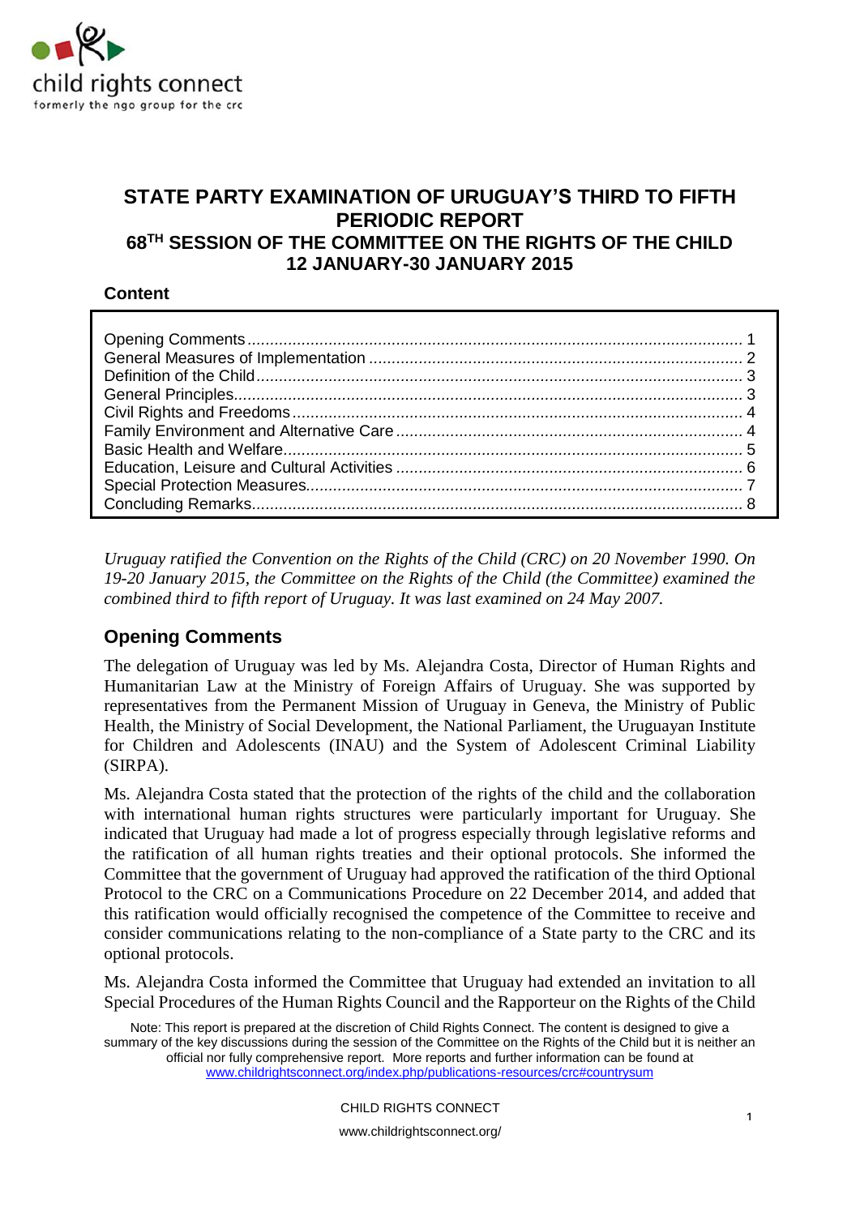# STATE PARTY EXAMINATION OF URUGUAY'S THIRD TO FIFTH PERIODIC REPORT

## 68TH SESSION OF THE COMMITTEE ON THE RIGHTS OF THE CHILD 12 JANUARY-30 JANUARY 2015

**Content**

| | |
|---|---|
| Opening Comments | 1 |
| General Measures of Implementation | 2 |
| Definition of the Child | 3 |
| General Principles | 3 |
| Civil Rights and Freedoms | 4 |
| Family Environment and Alternative Care | 4 |
| Basic Health and Welfare | 5 |
| Education, Leisure and Cultural Activities | 6 |
| Special Protection Measures | 7 |
| Concluding Remarks | 8 |

*Uruguay ratified the Convention on the Rights of the Child (CRC) on 20 November 1990. On 19-20 January 2015, the Committee on the Rights of the Child (the Committee) examined the combined third to fifth report of Uruguay. It was last examined on 24 May 2007.*

## Opening Comments

The delegation of Uruguay was led by Ms. Alejandra Costa, Director of Human Rights and Humanitarian Law at the Ministry of Foreign Affairs of Uruguay. She was supported by representatives from the Permanent Mission of Uruguay in Geneva, the Ministry of Public Health, the Ministry of Social Development, the National Parliament, the Uruguayan Institute for Children and Adolescents (INAU) and the System of Adolescent Criminal Liability (SIRPA).

Ms. Alejandra Costa stated that the protection of the rights of the child and the collaboration with international human rights structures were particularly important for Uruguay. She indicated that Uruguay had made a lot of progress especially through legislative reforms and the ratification of all human rights treaties and their optional protocols. She informed the Committee that the government of Uruguay had approved the ratification of the third Optional Protocol to the CRC on a Communications Procedure on 22 December 2014, and added that this ratification would officially recognised the competence of the Committee to receive and consider communications relating to the non-compliance of a State party to the CRC and its optional protocols.

Ms. Alejandra Costa informed the Committee that Uruguay had extended an invitation to all Special Procedures of the Human Rights Council and the Rapporteur on the Rights of the Child

Note: This report is prepared at the discretion of Child Rights Connect. The content is designed to give a summary of the key discussions during the session of the Committee on the Rights of the Child but it is neither an official nor fully comprehensive report. More reports and further information can be found at www.childrightsconnect.org/index.php/publications-resources/crc#countrysum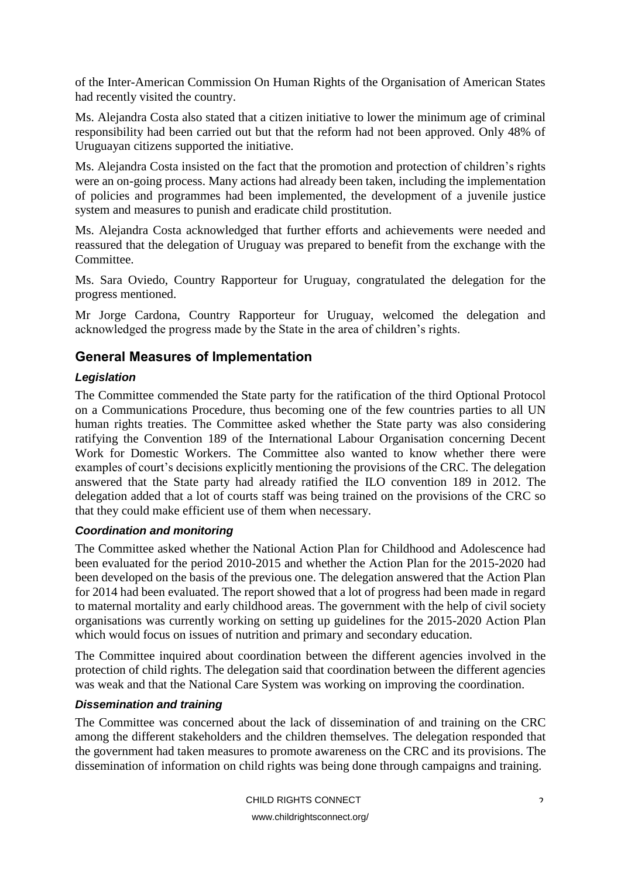of the Inter-American Commission On Human Rights of the Organisation of American States had recently visited the country.

Ms. Alejandra Costa also stated that a citizen initiative to lower the minimum age of criminal responsibility had been carried out but that the reform had not been approved. Only 48% of Uruguayan citizens supported the initiative.

Ms. Alejandra Costa insisted on the fact that the promotion and protection of children's rights were an on-going process. Many actions had already been taken, including the implementation of policies and programmes had been implemented, the development of a juvenile justice system and measures to punish and eradicate child prostitution.

Ms. Alejandra Costa acknowledged that further efforts and achievements were needed and reassured that the delegation of Uruguay was prepared to benefit from the exchange with the Committee.

Ms. Sara Oviedo, Country Rapporteur for Uruguay, congratulated the delegation for the progress mentioned.

Mr Jorge Cardona, Country Rapporteur for Uruguay, welcomed the delegation and acknowledged the progress made by the State in the area of children's rights.

## General Measures of Implementation

### *Legislation*

The Committee commended the State party for the ratification of the third Optional Protocol on a Communications Procedure, thus becoming one of the few countries parties to all UN human rights treaties. The Committee asked whether the State party was also considering ratifying the Convention 189 of the International Labour Organisation concerning Decent Work for Domestic Workers. The Committee also wanted to know whether there were examples of court's decisions explicitly mentioning the provisions of the CRC. The delegation answered that the State party had already ratified the ILO convention 189 in 2012. The delegation added that a lot of courts staff was being trained on the provisions of the CRC so that they could make efficient use of them when necessary.

### *Coordination and monitoring*

The Committee asked whether the National Action Plan for Childhood and Adolescence had been evaluated for the period 2010-2015 and whether the Action Plan for the 2015-2020 had been developed on the basis of the previous one. The delegation answered that the Action Plan for 2014 had been evaluated. The report showed that a lot of progress had been made in regard to maternal mortality and early childhood areas. The government with the help of civil society organisations was currently working on setting up guidelines for the 2015-2020 Action Plan which would focus on issues of nutrition and primary and secondary education.

The Committee inquired about coordination between the different agencies involved in the protection of child rights. The delegation said that coordination between the different agencies was weak and that the National Care System was working on improving the coordination.

### *Dissemination and training*

The Committee was concerned about the lack of dissemination of and training on the CRC among the different stakeholders and the children themselves. The delegation responded that the government had taken measures to promote awareness on the CRC and its provisions. The dissemination of information on child rights was being done through campaigns and training.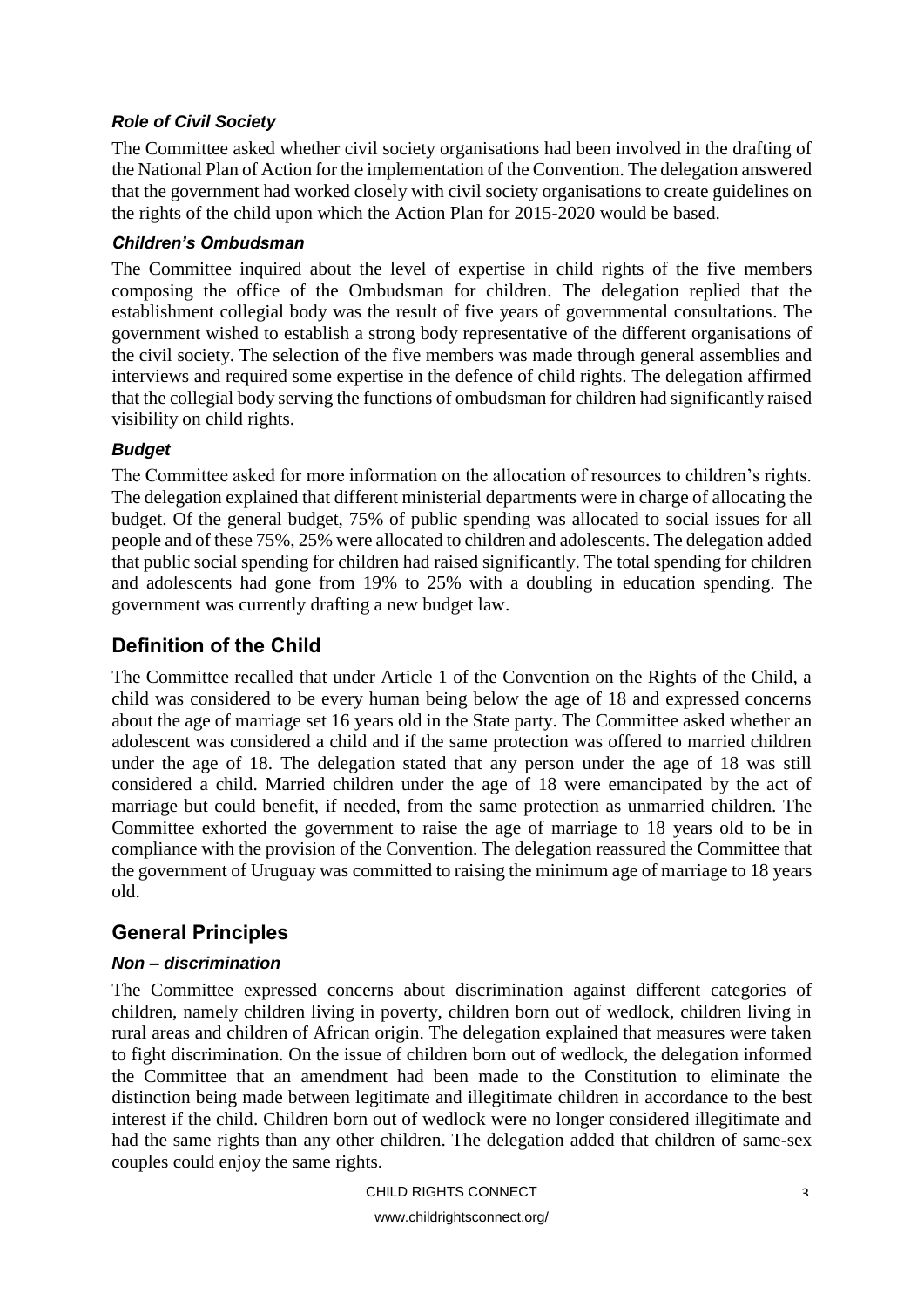### *Role of Civil Society*

The Committee asked whether civil society organisations had been involved in the drafting of the National Plan of Action for the implementation of the Convention. The delegation answered that the government had worked closely with civil society organisations to create guidelines on the rights of the child upon which the Action Plan for 2015-2020 would be based.

### *Children's Ombudsman*

The Committee inquired about the level of expertise in child rights of the five members composing the office of the Ombudsman for children. The delegation replied that the establishment collegial body was the result of five years of governmental consultations. The government wished to establish a strong body representative of the different organisations of the civil society. The selection of the five members was made through general assemblies and interviews and required some expertise in the defence of child rights. The delegation affirmed that the collegial body serving the functions of ombudsman for children had significantly raised visibility on child rights.

### *Budget*

The Committee asked for more information on the allocation of resources to children's rights. The delegation explained that different ministerial departments were in charge of allocating the budget. Of the general budget, 75% of public spending was allocated to social issues for all people and of these 75%, 25% were allocated to children and adolescents. The delegation added that public social spending for children had raised significantly. The total spending for children and adolescents had gone from 19% to 25% with a doubling in education spending. The government was currently drafting a new budget law.

## Definition of the Child

The Committee recalled that under Article 1 of the Convention on the Rights of the Child, a child was considered to be every human being below the age of 18 and expressed concerns about the age of marriage set 16 years old in the State party. The Committee asked whether an adolescent was considered a child and if the same protection was offered to married children under the age of 18. The delegation stated that any person under the age of 18 was still considered a child. Married children under the age of 18 were emancipated by the act of marriage but could benefit, if needed, from the same protection as unmarried children. The Committee exhorted the government to raise the age of marriage to 18 years old to be in compliance with the provision of the Convention. The delegation reassured the Committee that the government of Uruguay was committed to raising the minimum age of marriage to 18 years old.

## General Principles

### *Non – discrimination*

The Committee expressed concerns about discrimination against different categories of children, namely children living in poverty, children born out of wedlock, children living in rural areas and children of African origin. The delegation explained that measures were taken to fight discrimination. On the issue of children born out of wedlock, the delegation informed the Committee that an amendment had been made to the Constitution to eliminate the distinction being made between legitimate and illegitimate children in accordance to the best interest if the child. Children born out of wedlock were no longer considered illegitimate and had the same rights than any other children. The delegation added that children of same-sex couples could enjoy the same rights.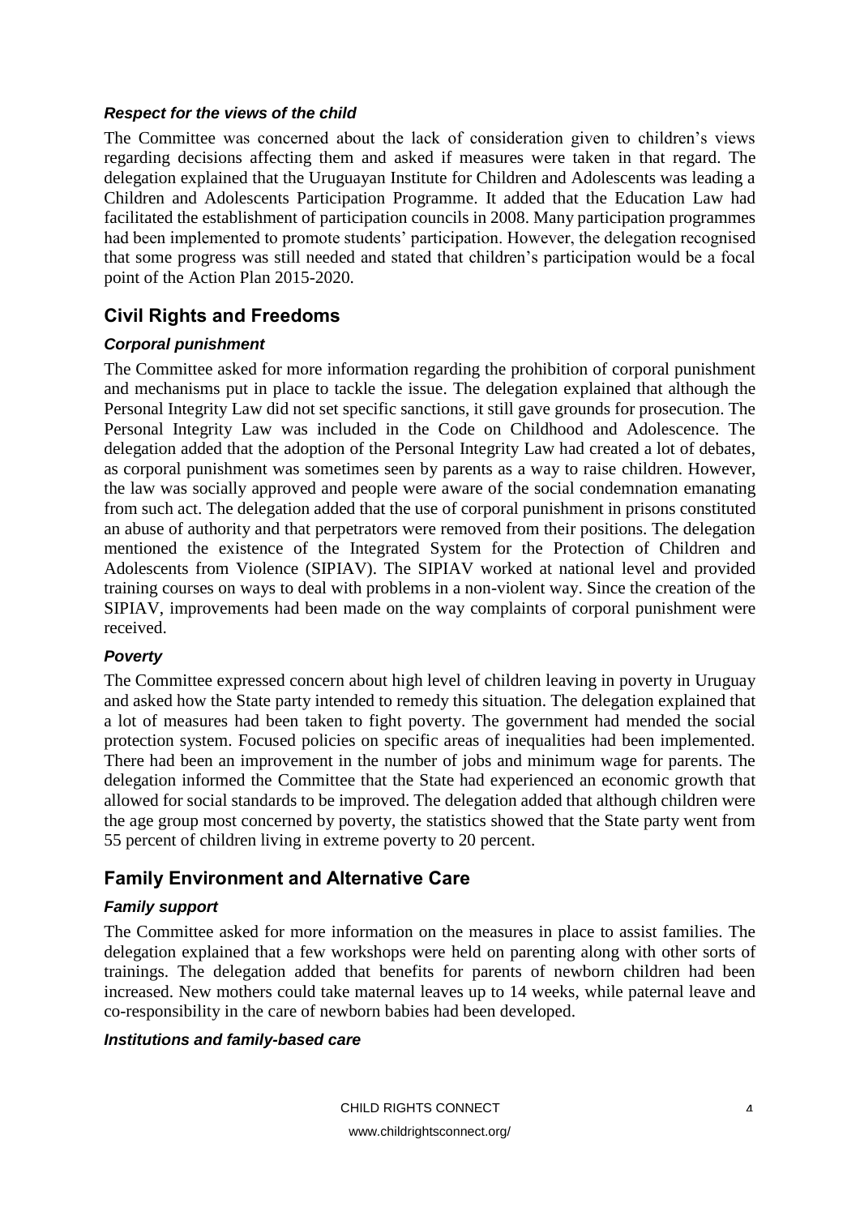### *Respect for the views of the child*

The Committee was concerned about the lack of consideration given to children's views regarding decisions affecting them and asked if measures were taken in that regard. The delegation explained that the Uruguayan Institute for Children and Adolescents was leading a Children and Adolescents Participation Programme. It added that the Education Law had facilitated the establishment of participation councils in 2008. Many participation programmes had been implemented to promote students' participation. However, the delegation recognised that some progress was still needed and stated that children's participation would be a focal point of the Action Plan 2015-2020.

## Civil Rights and Freedoms

### *Corporal punishment*

The Committee asked for more information regarding the prohibition of corporal punishment and mechanisms put in place to tackle the issue. The delegation explained that although the Personal Integrity Law did not set specific sanctions, it still gave grounds for prosecution. The Personal Integrity Law was included in the Code on Childhood and Adolescence. The delegation added that the adoption of the Personal Integrity Law had created a lot of debates, as corporal punishment was sometimes seen by parents as a way to raise children. However, the law was socially approved and people were aware of the social condemnation emanating from such act. The delegation added that the use of corporal punishment in prisons constituted an abuse of authority and that perpetrators were removed from their positions. The delegation mentioned the existence of the Integrated System for the Protection of Children and Adolescents from Violence (SIPIAV). The SIPIAV worked at national level and provided training courses on ways to deal with problems in a non-violent way. Since the creation of the SIPIAV, improvements had been made on the way complaints of corporal punishment were received.

### *Poverty*

The Committee expressed concern about high level of children leaving in poverty in Uruguay and asked how the State party intended to remedy this situation. The delegation explained that a lot of measures had been taken to fight poverty. The government had mended the social protection system. Focused policies on specific areas of inequalities had been implemented. There had been an improvement in the number of jobs and minimum wage for parents. The delegation informed the Committee that the State had experienced an economic growth that allowed for social standards to be improved. The delegation added that although children were the age group most concerned by poverty, the statistics showed that the State party went from 55 percent of children living in extreme poverty to 20 percent.

## Family Environment and Alternative Care

### *Family support*

The Committee asked for more information on the measures in place to assist families. The delegation explained that a few workshops were held on parenting along with other sorts of trainings. The delegation added that benefits for parents of newborn children had been increased. New mothers could take maternal leaves up to 14 weeks, while paternal leave and co-responsibility in the care of newborn babies had been developed.

### *Institutions and family-based care*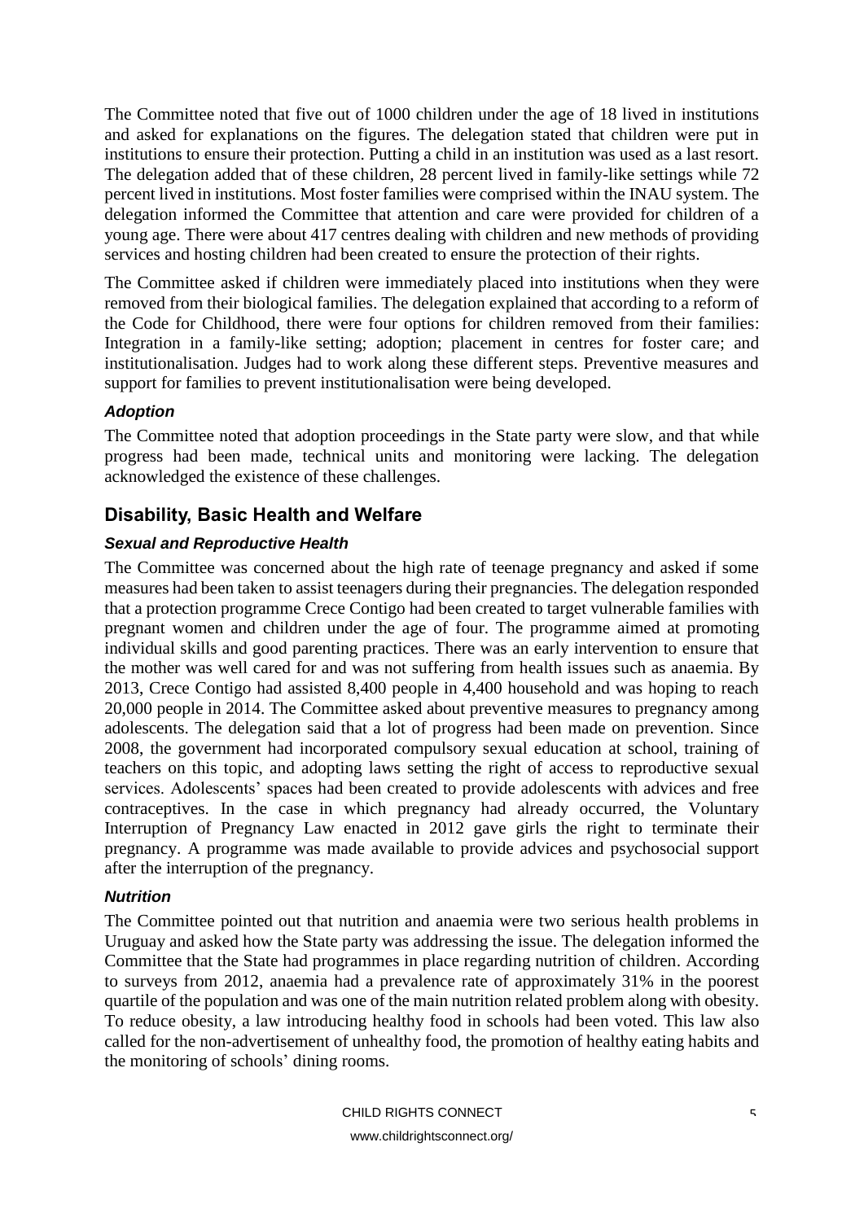The Committee noted that five out of 1000 children under the age of 18 lived in institutions and asked for explanations on the figures. The delegation stated that children were put in institutions to ensure their protection. Putting a child in an institution was used as a last resort. The delegation added that of these children, 28 percent lived in family-like settings while 72 percent lived in institutions. Most foster families were comprised within the INAU system. The delegation informed the Committee that attention and care were provided for children of a young age. There were about 417 centres dealing with children and new methods of providing services and hosting children had been created to ensure the protection of their rights.

The Committee asked if children were immediately placed into institutions when they were removed from their biological families. The delegation explained that according to a reform of the Code for Childhood, there were four options for children removed from their families: Integration in a family-like setting; adoption; placement in centres for foster care; and institutionalisation. Judges had to work along these different steps. Preventive measures and support for families to prevent institutionalisation were being developed.

#### *Adoption*

The Committee noted that adoption proceedings in the State party were slow, and that while progress had been made, technical units and monitoring were lacking. The delegation acknowledged the existence of these challenges.

## Disability, Basic Health and Welfare

#### *Sexual and Reproductive Health*

The Committee was concerned about the high rate of teenage pregnancy and asked if some measures had been taken to assist teenagers during their pregnancies. The delegation responded that a protection programme Crece Contigo had been created to target vulnerable families with pregnant women and children under the age of four. The programme aimed at promoting individual skills and good parenting practices. There was an early intervention to ensure that the mother was well cared for and was not suffering from health issues such as anaemia. By 2013, Crece Contigo had assisted 8,400 people in 4,400 household and was hoping to reach 20,000 people in 2014. The Committee asked about preventive measures to pregnancy among adolescents. The delegation said that a lot of progress had been made on prevention. Since 2008, the government had incorporated compulsory sexual education at school, training of teachers on this topic, and adopting laws setting the right of access to reproductive sexual services. Adolescents' spaces had been created to provide adolescents with advices and free contraceptives. In the case in which pregnancy had already occurred, the Voluntary Interruption of Pregnancy Law enacted in 2012 gave girls the right to terminate their pregnancy. A programme was made available to provide advices and psychosocial support after the interruption of the pregnancy.

#### *Nutrition*

The Committee pointed out that nutrition and anaemia were two serious health problems in Uruguay and asked how the State party was addressing the issue. The delegation informed the Committee that the State had programmes in place regarding nutrition of children. According to surveys from 2012, anaemia had a prevalence rate of approximately 31% in the poorest quartile of the population and was one of the main nutrition related problem along with obesity. To reduce obesity, a law introducing healthy food in schools had been voted. This law also called for the non-advertisement of unhealthy food, the promotion of healthy eating habits and the monitoring of schools' dining rooms.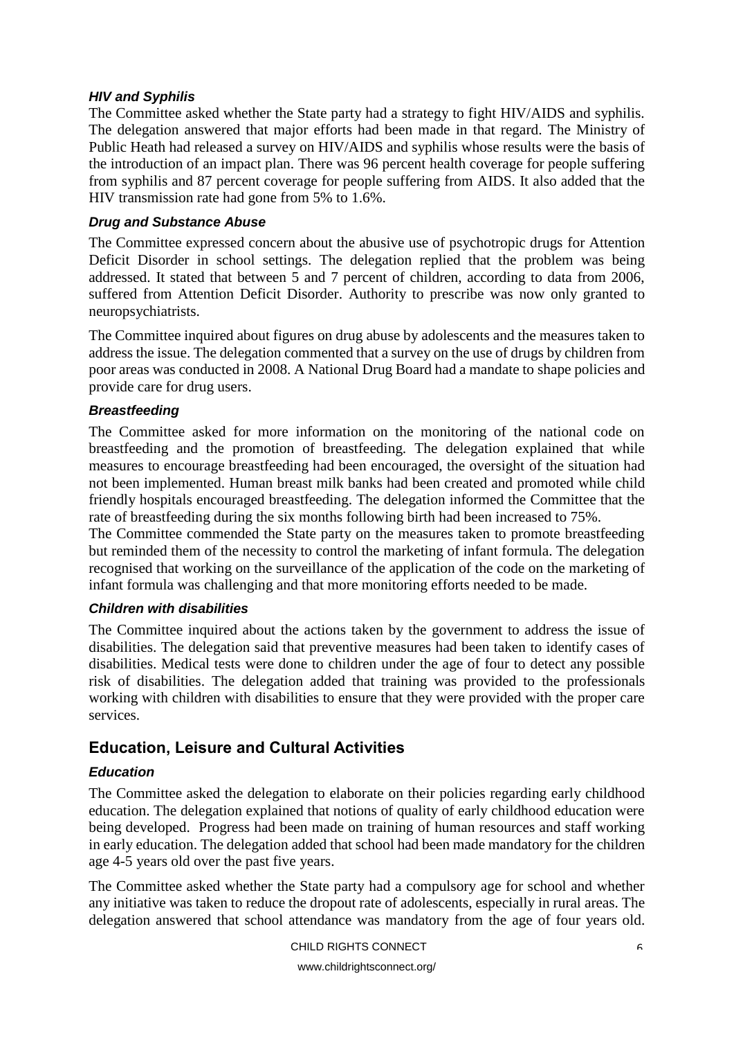### *HIV and Syphilis*

The Committee asked whether the State party had a strategy to fight HIV/AIDS and syphilis. The delegation answered that major efforts had been made in that regard. The Ministry of Public Heath had released a survey on HIV/AIDS and syphilis whose results were the basis of the introduction of an impact plan. There was 96 percent health coverage for people suffering from syphilis and 87 percent coverage for people suffering from AIDS. It also added that the HIV transmission rate had gone from 5% to 1.6%.

### *Drug and Substance Abuse*

The Committee expressed concern about the abusive use of psychotropic drugs for Attention Deficit Disorder in school settings. The delegation replied that the problem was being addressed. It stated that between 5 and 7 percent of children, according to data from 2006, suffered from Attention Deficit Disorder. Authority to prescribe was now only granted to neuropsychiatrists.

The Committee inquired about figures on drug abuse by adolescents and the measures taken to address the issue. The delegation commented that a survey on the use of drugs by children from poor areas was conducted in 2008. A National Drug Board had a mandate to shape policies and provide care for drug users.

### *Breastfeeding*

The Committee asked for more information on the monitoring of the national code on breastfeeding and the promotion of breastfeeding. The delegation explained that while measures to encourage breastfeeding had been encouraged, the oversight of the situation had not been implemented. Human breast milk banks had been created and promoted while child friendly hospitals encouraged breastfeeding. The delegation informed the Committee that the rate of breastfeeding during the six months following birth had been increased to 75%.

The Committee commended the State party on the measures taken to promote breastfeeding but reminded them of the necessity to control the marketing of infant formula. The delegation recognised that working on the surveillance of the application of the code on the marketing of infant formula was challenging and that more monitoring efforts needed to be made.

### *Children with disabilities*

The Committee inquired about the actions taken by the government to address the issue of disabilities. The delegation said that preventive measures had been taken to identify cases of disabilities. Medical tests were done to children under the age of four to detect any possible risk of disabilities. The delegation added that training was provided to the professionals working with children with disabilities to ensure that they were provided with the proper care services.

## Education, Leisure and Cultural Activities

### *Education*

The Committee asked the delegation to elaborate on their policies regarding early childhood education. The delegation explained that notions of quality of early childhood education were being developed. Progress had been made on training of human resources and staff working in early education. The delegation added that school had been made mandatory for the children age 4-5 years old over the past five years.

The Committee asked whether the State party had a compulsory age for school and whether any initiative was taken to reduce the dropout rate of adolescents, especially in rural areas. The delegation answered that school attendance was mandatory from the age of four years old.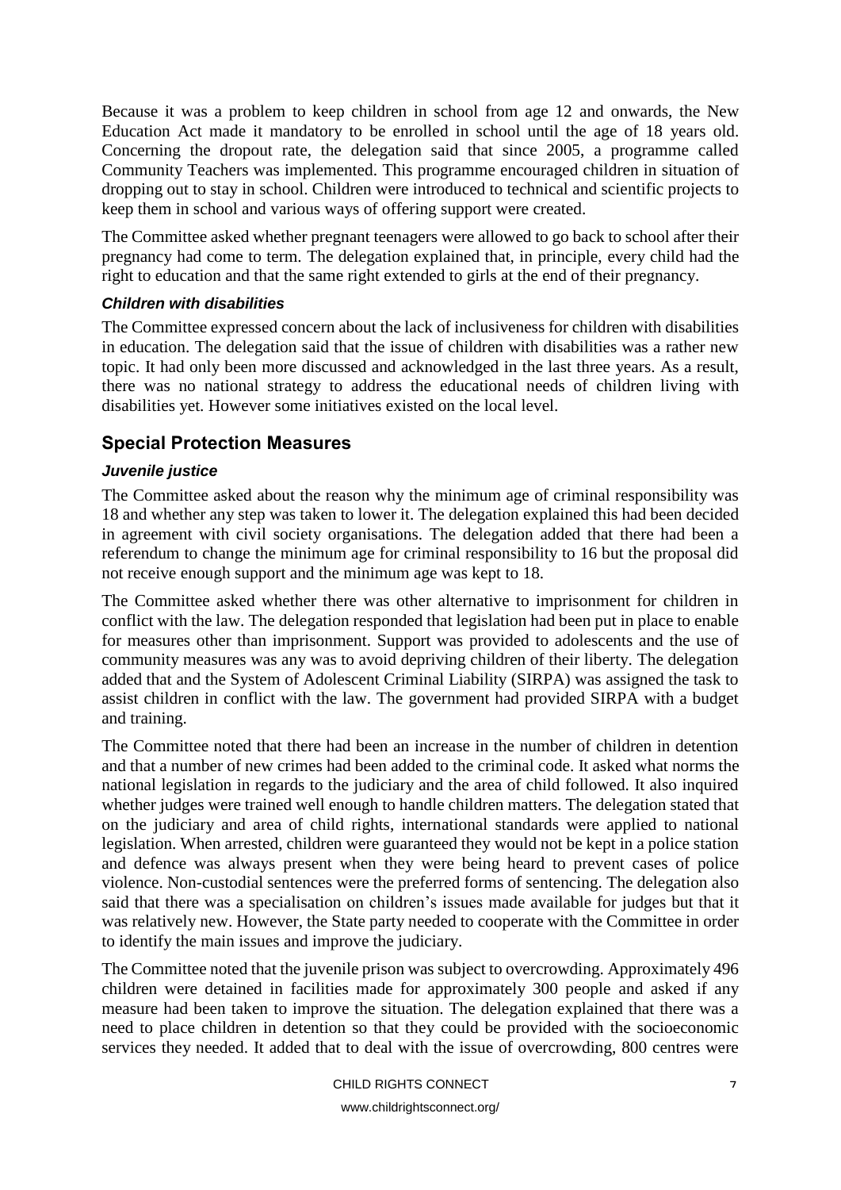Because it was a problem to keep children in school from age 12 and onwards, the New Education Act made it mandatory to be enrolled in school until the age of 18 years old. Concerning the dropout rate, the delegation said that since 2005, a programme called Community Teachers was implemented. This programme encouraged children in situation of dropping out to stay in school. Children were introduced to technical and scientific projects to keep them in school and various ways of offering support were created.

The Committee asked whether pregnant teenagers were allowed to go back to school after their pregnancy had come to term. The delegation explained that, in principle, every child had the right to education and that the same right extended to girls at the end of their pregnancy.

#### *Children with disabilities*

The Committee expressed concern about the lack of inclusiveness for children with disabilities in education. The delegation said that the issue of children with disabilities was a rather new topic. It had only been more discussed and acknowledged in the last three years. As a result, there was no national strategy to address the educational needs of children living with disabilities yet. However some initiatives existed on the local level.

### Special Protection Measures

#### *Juvenile justice*

The Committee asked about the reason why the minimum age of criminal responsibility was 18 and whether any step was taken to lower it. The delegation explained this had been decided in agreement with civil society organisations. The delegation added that there had been a referendum to change the minimum age for criminal responsibility to 16 but the proposal did not receive enough support and the minimum age was kept to 18.

The Committee asked whether there was other alternative to imprisonment for children in conflict with the law. The delegation responded that legislation had been put in place to enable for measures other than imprisonment. Support was provided to adolescents and the use of community measures was any was to avoid depriving children of their liberty. The delegation added that and the System of Adolescent Criminal Liability (SIRPA) was assigned the task to assist children in conflict with the law. The government had provided SIRPA with a budget and training.

The Committee noted that there had been an increase in the number of children in detention and that a number of new crimes had been added to the criminal code. It asked what norms the national legislation in regards to the judiciary and the area of child followed. It also inquired whether judges were trained well enough to handle children matters. The delegation stated that on the judiciary and area of child rights, international standards were applied to national legislation. When arrested, children were guaranteed they would not be kept in a police station and defence was always present when they were being heard to prevent cases of police violence. Non-custodial sentences were the preferred forms of sentencing. The delegation also said that there was a specialisation on children's issues made available for judges but that it was relatively new. However, the State party needed to cooperate with the Committee in order to identify the main issues and improve the judiciary.

The Committee noted that the juvenile prison was subject to overcrowding. Approximately 496 children were detained in facilities made for approximately 300 people and asked if any measure had been taken to improve the situation. The delegation explained that there was a need to place children in detention so that they could be provided with the socioeconomic services they needed. It added that to deal with the issue of overcrowding, 800 centres were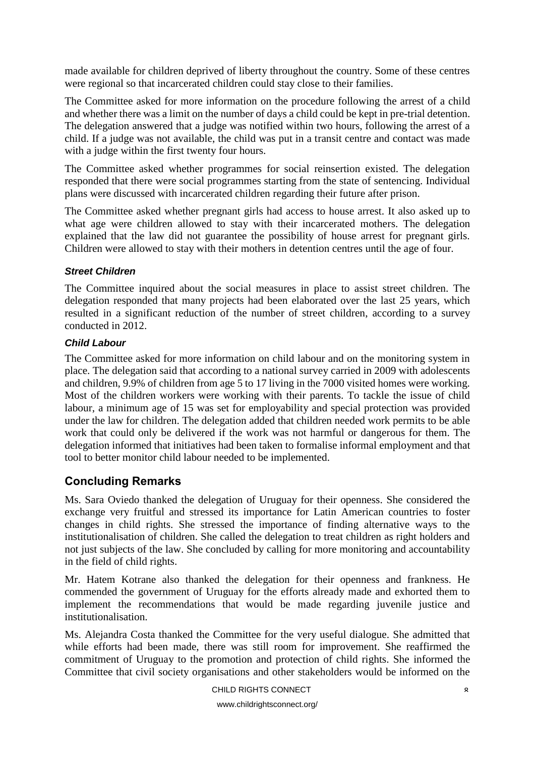made available for children deprived of liberty throughout the country. Some of these centres were regional so that incarcerated children could stay close to their families.

The Committee asked for more information on the procedure following the arrest of a child and whether there was a limit on the number of days a child could be kept in pre-trial detention. The delegation answered that a judge was notified within two hours, following the arrest of a child. If a judge was not available, the child was put in a transit centre and contact was made with a judge within the first twenty four hours.

The Committee asked whether programmes for social reinsertion existed. The delegation responded that there were social programmes starting from the state of sentencing. Individual plans were discussed with incarcerated children regarding their future after prison.

The Committee asked whether pregnant girls had access to house arrest. It also asked up to what age were children allowed to stay with their incarcerated mothers. The delegation explained that the law did not guarantee the possibility of house arrest for pregnant girls. Children were allowed to stay with their mothers in detention centres until the age of four.

### *Street Children*

The Committee inquired about the social measures in place to assist street children. The delegation responded that many projects had been elaborated over the last 25 years, which resulted in a significant reduction of the number of street children, according to a survey conducted in 2012.

### *Child Labour*

The Committee asked for more information on child labour and on the monitoring system in place. The delegation said that according to a national survey carried in 2009 with adolescents and children, 9.9% of children from age 5 to 17 living in the 7000 visited homes were working. Most of the children workers were working with their parents. To tackle the issue of child labour, a minimum age of 15 was set for employability and special protection was provided under the law for children. The delegation added that children needed work permits to be able work that could only be delivered if the work was not harmful or dangerous for them. The delegation informed that initiatives had been taken to formalise informal employment and that tool to better monitor child labour needed to be implemented.

## Concluding Remarks

Ms. Sara Oviedo thanked the delegation of Uruguay for their openness. She considered the exchange very fruitful and stressed its importance for Latin American countries to foster changes in child rights. She stressed the importance of finding alternative ways to the institutionalisation of children. She called the delegation to treat children as right holders and not just subjects of the law. She concluded by calling for more monitoring and accountability in the field of child rights.

Mr. Hatem Kotrane also thanked the delegation for their openness and frankness. He commended the government of Uruguay for the efforts already made and exhorted them to implement the recommendations that would be made regarding juvenile justice and institutionalisation.

Ms. Alejandra Costa thanked the Committee for the very useful dialogue. She admitted that while efforts had been made, there was still room for improvement. She reaffirmed the commitment of Uruguay to the promotion and protection of child rights. She informed the Committee that civil society organisations and other stakeholders would be informed on the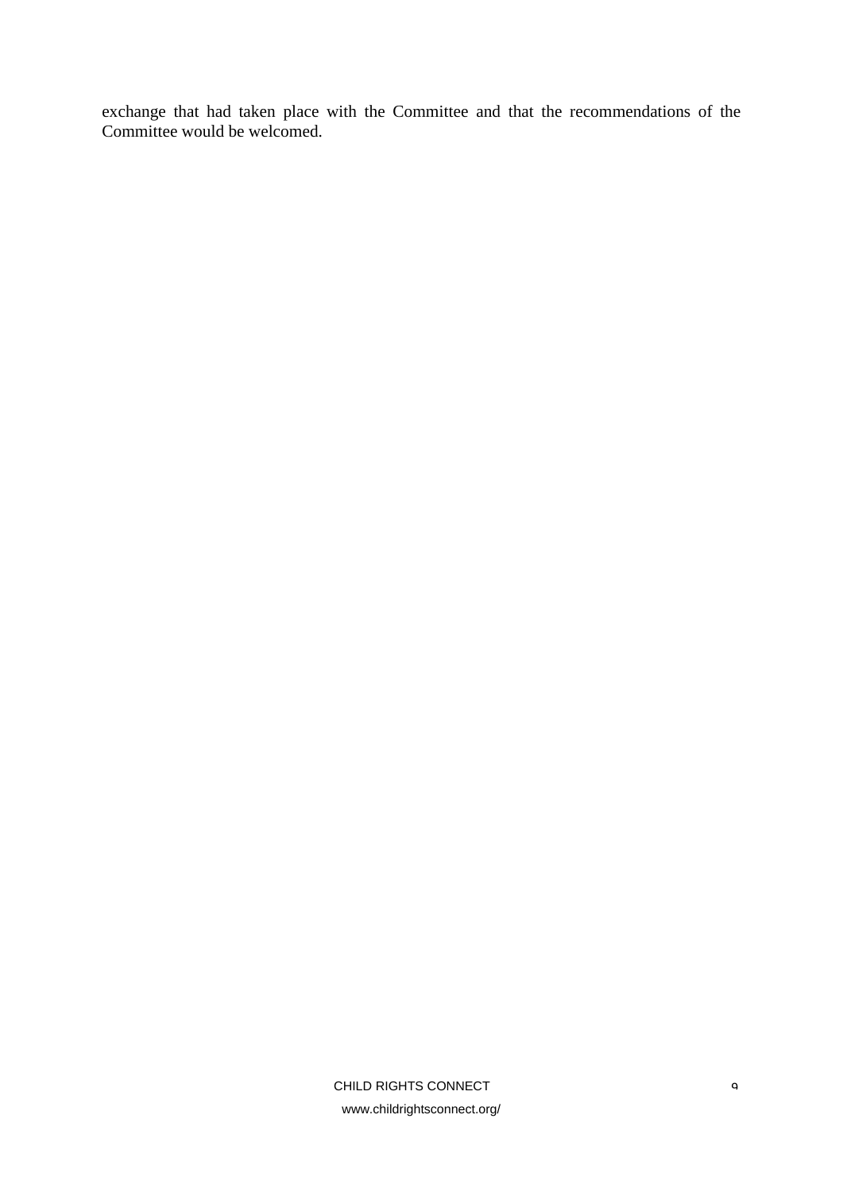exchange that had taken place with the Committee and that the recommendations of the Committee would be welcomed.